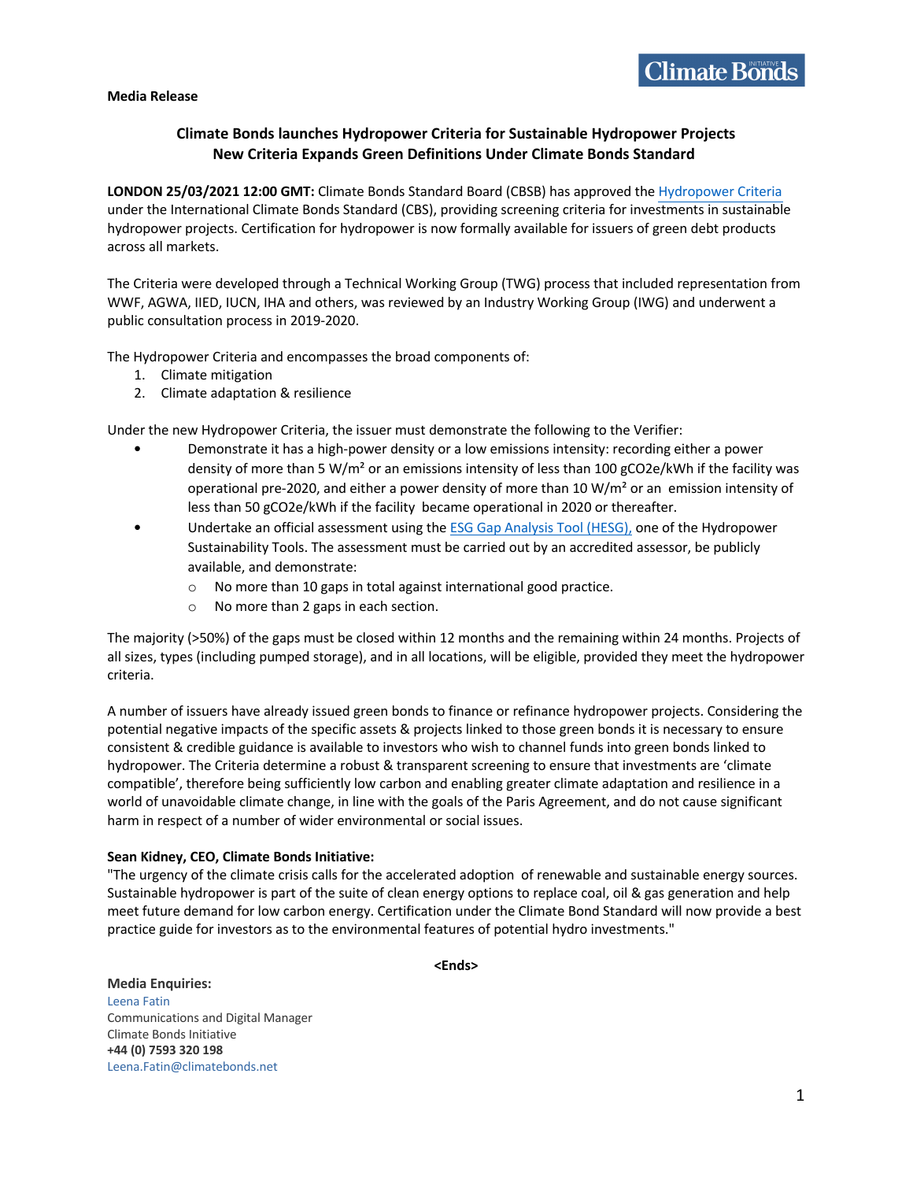**Media Release**

## Climate Bonds launches Hydropower Criteria for Sustainable Hydropower Projects
## New Criteria Expands Green Definitions Under Climate Bonds Standard

**LONDON 25/03/2021 12:00 GMT:** Climate Bonds Standard Board (CBSB) has approved the Hydropower Criteria under the International Climate Bonds Standard (CBS), providing screening criteria for investments in sustainable hydropower projects. Certification for hydropower is now formally available for issuers of green debt products across all markets.

The Criteria were developed through a Technical Working Group (TWG) process that included representation from WWF, AGWA, IIED, IUCN, IHA and others, was reviewed by an Industry Working Group (IWG) and underwent a public consultation process in 2019-2020.

The Hydropower Criteria and encompasses the broad components of:

1. Climate mitigation
2. Climate adaptation & resilience

Under the new Hydropower Criteria, the issuer must demonstrate the following to the Verifier:

- Demonstrate it has a high-power density or a low emissions intensity: recording either a power density of more than 5 W/m² or an emissions intensity of less than 100 gCO2e/kWh if the facility was operational pre-2020, and either a power density of more than 10 W/m² or an emission intensity of less than 50 gCO2e/kWh if the facility became operational in 2020 or thereafter.
- Undertake an official assessment using the ESG Gap Analysis Tool (HESG), one of the Hydropower Sustainability Tools. The assessment must be carried out by an accredited assessor, be publicly available, and demonstrate:
  - No more than 10 gaps in total against international good practice.
  - No more than 2 gaps in each section.

The majority (>50%) of the gaps must be closed within 12 months and the remaining within 24 months. Projects of all sizes, types (including pumped storage), and in all locations, will be eligible, provided they meet the hydropower criteria.

A number of issuers have already issued green bonds to finance or refinance hydropower projects. Considering the potential negative impacts of the specific assets & projects linked to those green bonds it is necessary to ensure consistent & credible guidance is available to investors who wish to channel funds into green bonds linked to hydropower. The Criteria determine a robust & transparent screening to ensure that investments are 'climate compatible', therefore being sufficiently low carbon and enabling greater climate adaptation and resilience in a world of unavoidable climate change, in line with the goals of the Paris Agreement, and do not cause significant harm in respect of a number of wider environmental or social issues.

**Sean Kidney, CEO, Climate Bonds Initiative:**
"The urgency of the climate crisis calls for the accelerated adoption of renewable and sustainable energy sources. Sustainable hydropower is part of the suite of clean energy options to replace coal, oil & gas generation and help meet future demand for low carbon energy. Certification under the Climate Bond Standard will now provide a best practice guide for investors as to the environmental features of potential hydro investments."

**<Ends>**

**Media Enquiries:**
Leena Fatin
Communications and Digital Manager
Climate Bonds Initiative
**+44 (0) 7593 320 198**
Leena.Fatin@climatebonds.net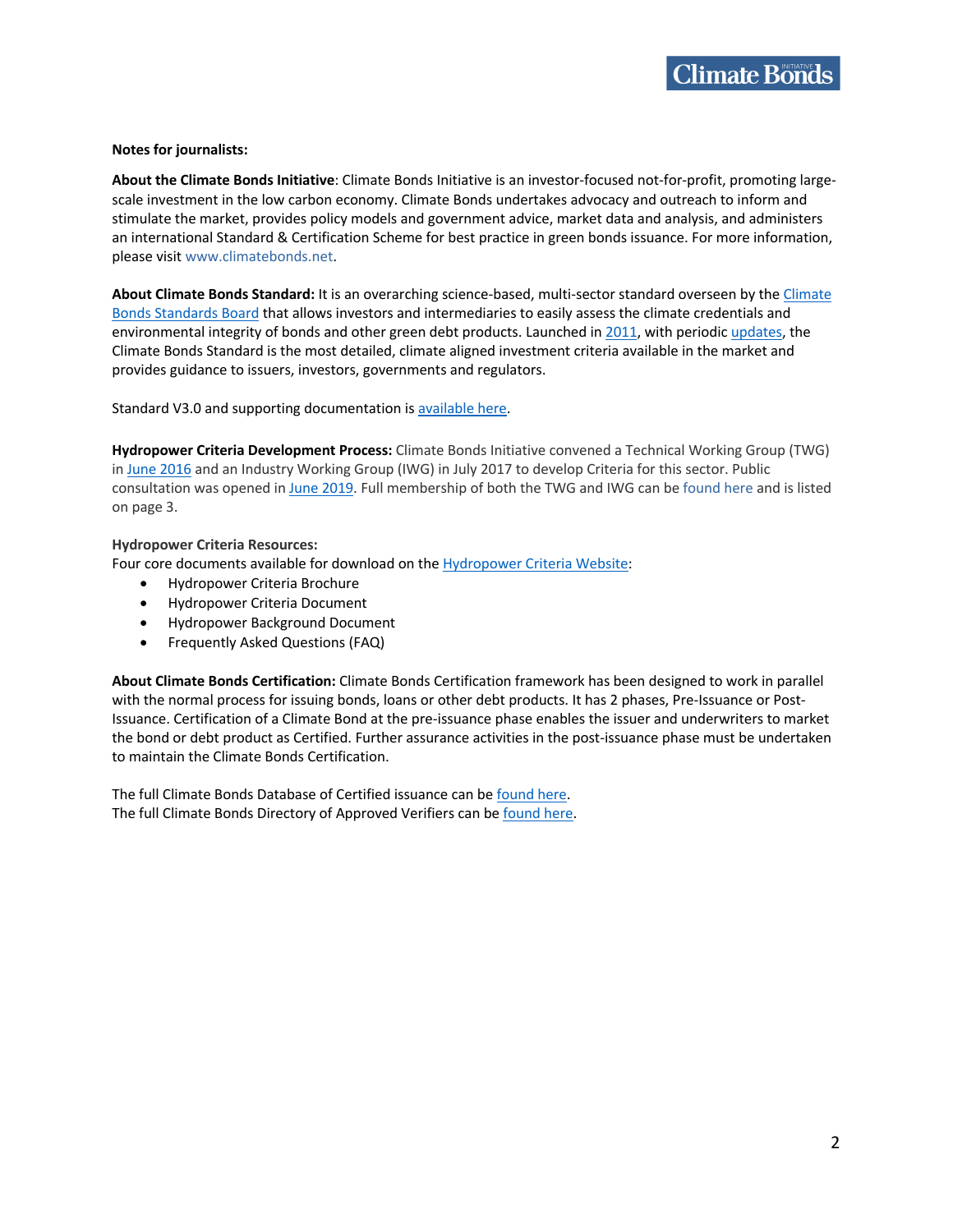**Notes for journalists:**

**About the Climate Bonds Initiative**: Climate Bonds Initiative is an investor-focused not-for-profit, promoting large-scale investment in the low carbon economy. Climate Bonds undertakes advocacy and outreach to inform and stimulate the market, provides policy models and government advice, market data and analysis, and administers an international Standard & Certification Scheme for best practice in green bonds issuance. For more information, please visit www.climatebonds.net.

**About Climate Bonds Standard:** It is an overarching science-based, multi-sector standard overseen by the Climate Bonds Standards Board that allows investors and intermediaries to easily assess the climate credentials and environmental integrity of bonds and other green debt products. Launched in 2011, with periodic updates, the Climate Bonds Standard is the most detailed, climate aligned investment criteria available in the market and provides guidance to issuers, investors, governments and regulators.

Standard V3.0 and supporting documentation is available here.

**Hydropower Criteria Development Process:** Climate Bonds Initiative convened a Technical Working Group (TWG) in June 2016 and an Industry Working Group (IWG) in July 2017 to develop Criteria for this sector. Public consultation was opened in June 2019. Full membership of both the TWG and IWG can be found here and is listed on page 3.

**Hydropower Criteria Resources:**
Four core documents available for download on the Hydropower Criteria Website:

- Hydropower Criteria Brochure
- Hydropower Criteria Document
- Hydropower Background Document
- Frequently Asked Questions (FAQ)

**About Climate Bonds Certification:** Climate Bonds Certification framework has been designed to work in parallel with the normal process for issuing bonds, loans or other debt products. It has 2 phases, Pre-Issuance or Post-Issuance. Certification of a Climate Bond at the pre-issuance phase enables the issuer and underwriters to market the bond or debt product as Certified. Further assurance activities in the post-issuance phase must be undertaken to maintain the Climate Bonds Certification.

The full Climate Bonds Database of Certified issuance can be found here.
The full Climate Bonds Directory of Approved Verifiers can be found here.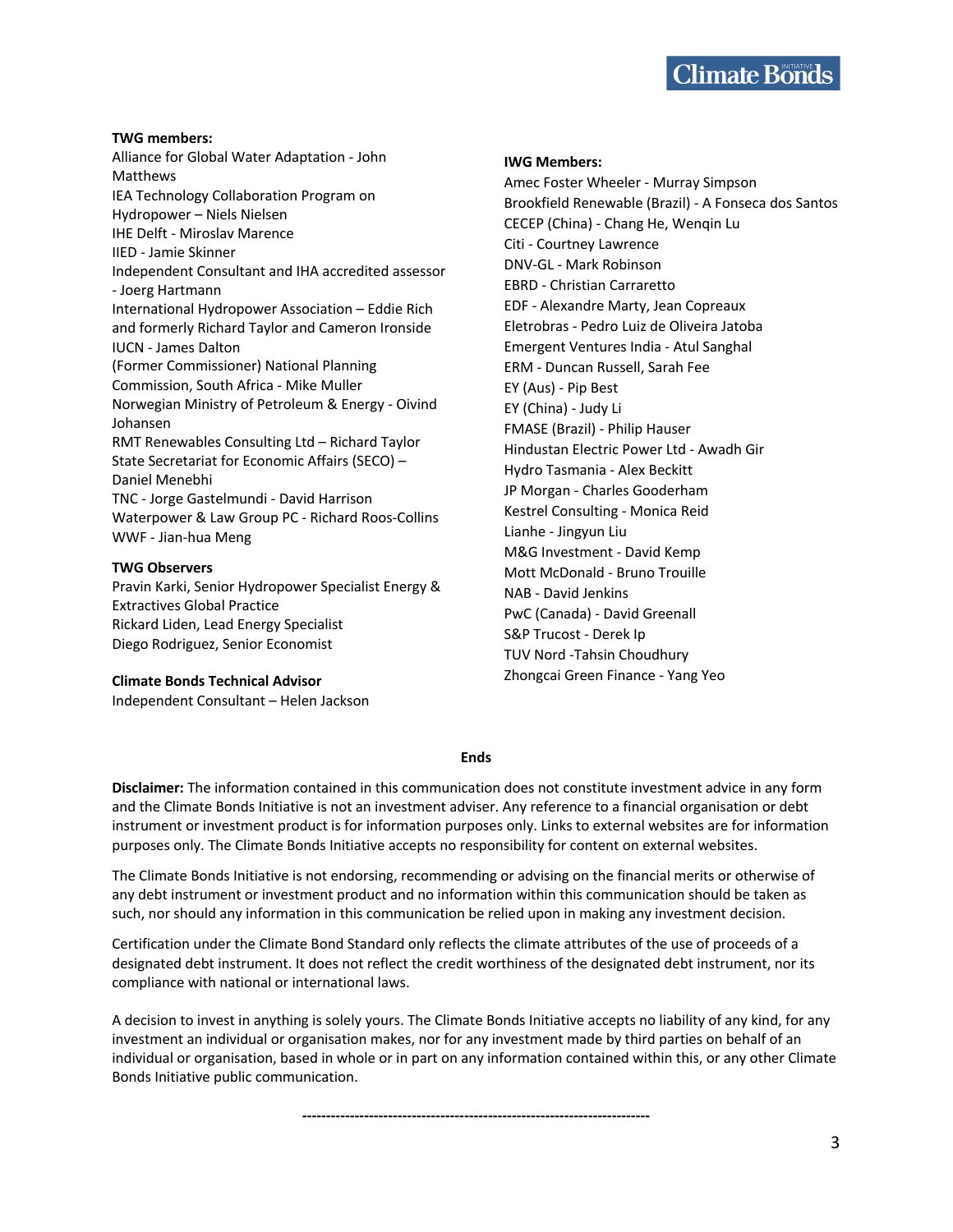**TWG members:**

Alliance for Global Water Adaptation - John Matthews
IEA Technology Collaboration Program on Hydropower – Niels Nielsen
IHE Delft - Miroslav Marence
IIED - Jamie Skinner
Independent Consultant and IHA accredited assessor - Joerg Hartmann
International Hydropower Association – Eddie Rich and formerly Richard Taylor and Cameron Ironside
IUCN - James Dalton
(Former Commissioner) National Planning Commission, South Africa - Mike Muller
Norwegian Ministry of Petroleum & Energy - Oivind Johansen
RMT Renewables Consulting Ltd – Richard Taylor
State Secretariat for Economic Affairs (SECO) – Daniel Menebhi
TNC - Jorge Gastelmundi - David Harrison
Waterpower & Law Group PC - Richard Roos-Collins
WWF - Jian-hua Meng

**TWG Observers**

Pravin Karki, Senior Hydropower Specialist Energy & Extractives Global Practice
Rickard Liden, Lead Energy Specialist
Diego Rodriguez, Senior Economist

**Climate Bonds Technical Advisor**

Independent Consultant – Helen Jackson

**IWG Members:**

Amec Foster Wheeler - Murray Simpson
Brookfield Renewable (Brazil) - A Fonseca dos Santos
CECEP (China) - Chang He, Wenqin Lu
Citi - Courtney Lawrence
DNV-GL - Mark Robinson
EBRD - Christian Carraretto
EDF - Alexandre Marty, Jean Copreaux
Eletrobras - Pedro Luiz de Oliveira Jatoba
Emergent Ventures India - Atul Sanghal
ERM - Duncan Russell, Sarah Fee
EY (Aus) - Pip Best
EY (China) - Judy Li
FMASE (Brazil) - Philip Hauser
Hindustan Electric Power Ltd - Awadh Gir
Hydro Tasmania - Alex Beckitt
JP Morgan - Charles Gooderham
Kestrel Consulting - Monica Reid
Lianhe - Jingyun Liu
M&G Investment - David Kemp
Mott McDonald - Bruno Trouille
NAB - David Jenkins
PwC (Canada) - David Greenall
S&P Trucost - Derek Ip
TUV Nord -Tahsin Choudhury
Zhongcai Green Finance - Yang Yeo

**Ends**

**Disclaimer:** The information contained in this communication does not constitute investment advice in any form and the Climate Bonds Initiative is not an investment adviser. Any reference to a financial organisation or debt instrument or investment product is for information purposes only. Links to external websites are for information purposes only. The Climate Bonds Initiative accepts no responsibility for content on external websites.

The Climate Bonds Initiative is not endorsing, recommending or advising on the financial merits or otherwise of any debt instrument or investment product and no information within this communication should be taken as such, nor should any information in this communication be relied upon in making any investment decision.

Certification under the Climate Bond Standard only reflects the climate attributes of the use of proceeds of a designated debt instrument. It does not reflect the credit worthiness of the designated debt instrument, nor its compliance with national or international laws.

A decision to invest in anything is solely yours. The Climate Bonds Initiative accepts no liability of any kind, for any investment an individual or organisation makes, nor for any investment made by third parties on behalf of an individual or organisation, based in whole or in part on any information contained within this, or any other Climate Bonds Initiative public communication.

---